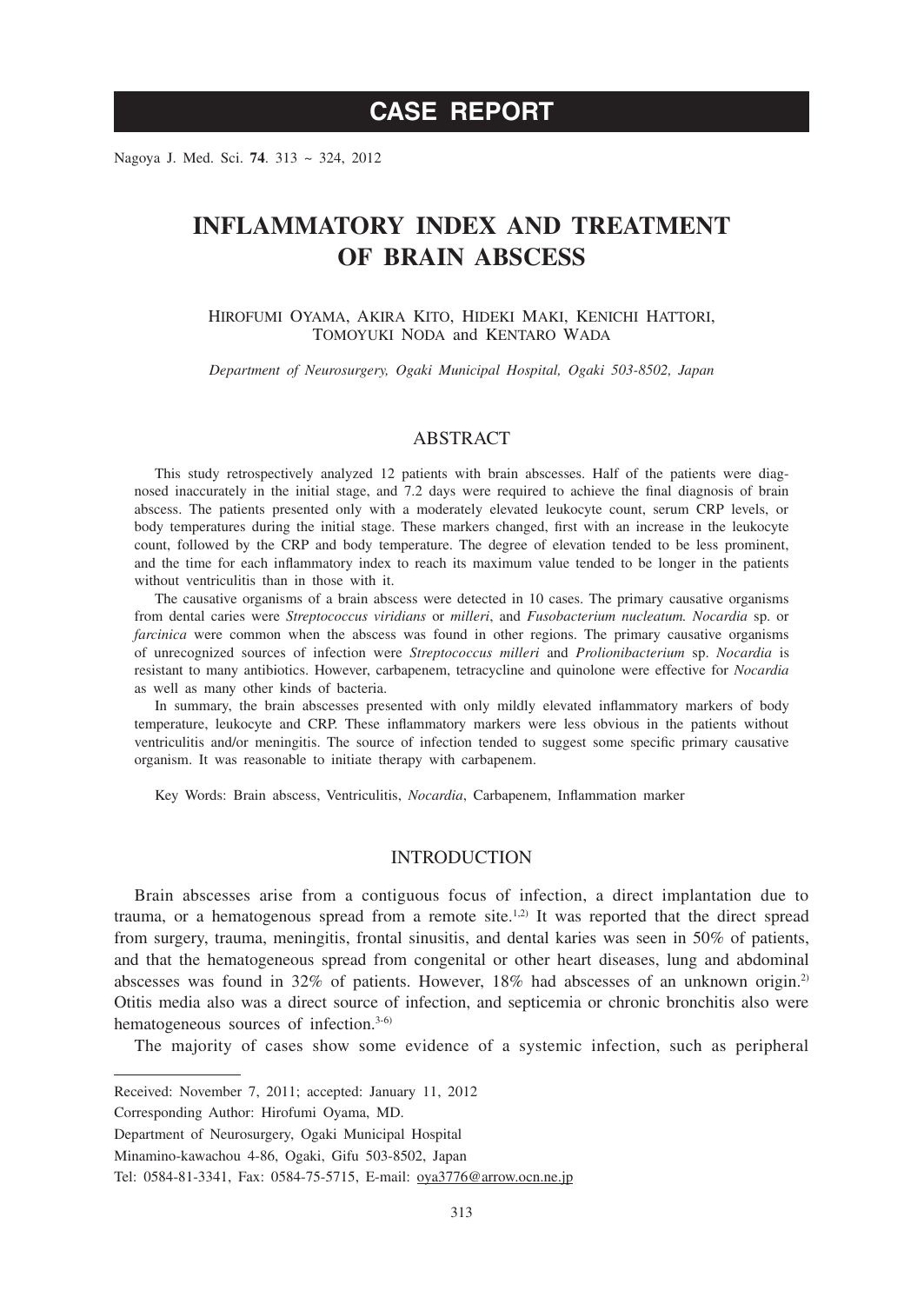# CASE REPORT

# INFLAMMATORY INDEX AND TREATMENT OF BRAIN ABSCESS

HIROFUMI OYAMA, AKIRA KITO, HIDEKI MAKI, KENICHI HATTORI, TOMOYUKI NODA and KENTARO WADA

*Department of Neurosurgery, Ogaki Municipal Hospital, Ogaki 503-8502, Japan*

## ABSTRACT

This study retrospectively analyzed 12 patients with brain abscesses. Half of the patients were diagnosed inaccurately in the initial stage, and 7.2 days were required to achieve the final diagnosis of brain abscess. The patients presented only with a moderately elevated leukocyte count, serum CRP levels, or body temperatures during the initial stage. These markers changed, first with an increase in the leukocyte count, followed by the CRP and body temperature. The degree of elevation tended to be less prominent, and the time for each inflammatory index to reach its maximum value tended to be longer in the patients without ventriculitis than in those with it.

The causative organisms of a brain abscess were detected in 10 cases. The primary causative organisms from dental caries were *Streptococcus viridians* or *milleri*, and *Fusobacterium nucleatum. Nocardia* sp. or *farcinica* were common when the abscess was found in other regions. The primary causative organisms of unrecognized sources of infection were *Streptococcus milleri* and *Prolionibacterium* sp. *Nocardia* is resistant to many antibiotics. However, carbapenem, tetracycline and quinolone were effective for *Nocardia* as well as many other kinds of bacteria.

In summary, the brain abscesses presented with only mildly elevated inflammatory markers of body temperature, leukocyte and CRP. These inflammatory markers were less obvious in the patients without ventriculitis and/or meningitis. The source of infection tended to suggest some specific primary causative organism. It was reasonable to initiate therapy with carbapenem.

Key Words: Brain abscess, Ventriculitis, *Nocardia*, Carbapenem, Inflammation marker

## INTRODUCTION

Brain abscesses arise from a contiguous focus of infection, a direct implantation due to trauma, or a hematogenous spread from a remote site.[1,2] It was reported that the direct spread from surgery, trauma, meningitis, frontal sinusitis, and dental karies was seen in 50% of patients, and that the hematogeneous spread from congenital or other heart diseases, lung and abdominal abscesses was found in 32% of patients. However, 18% had abscesses of an unknown origin.[2] Otitis media also was a direct source of infection, and septicemia or chronic bronchitis also were hematogeneous sources of infection.[3-6]

The majority of cases show some evidence of a systemic infection, such as peripheral

---

Received: November 7, 2011; accepted: January 11, 2012

Corresponding Author: Hirofumi Oyama, MD.

Department of Neurosurgery, Ogaki Municipal Hospital

Minamino-kawachou 4-86, Ogaki, Gifu 503-8502, Japan

Tel: 0584-81-3341, Fax: 0584-75-5715, E-mail: oya3776@arrow.ocn.ne.jp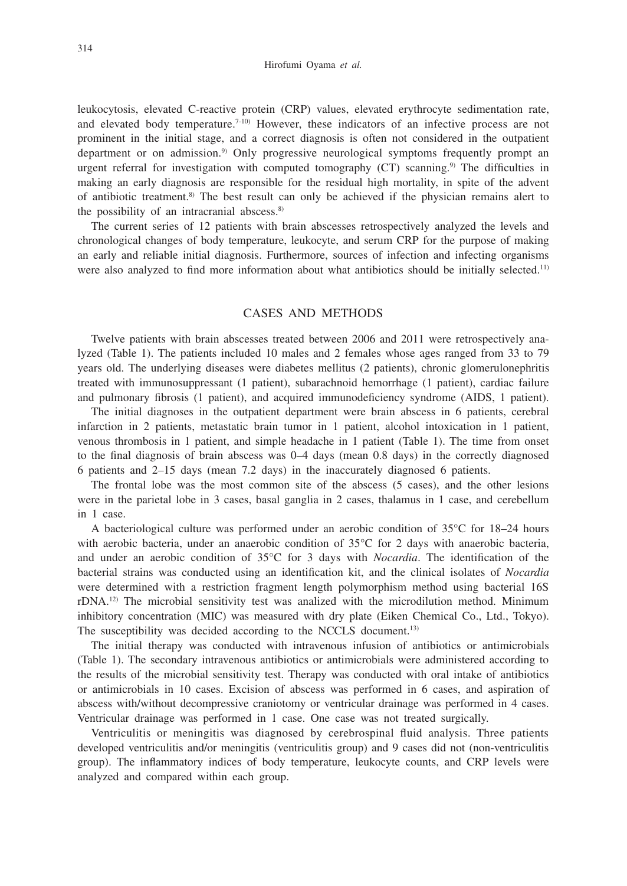leukocytosis, elevated C-reactive protein (CRP) values, elevated erythrocyte sedimentation rate, and elevated body temperature.[7-10] However, these indicators of an infective process are not prominent in the initial stage, and a correct diagnosis is often not considered in the outpatient department or on admission.[9] Only progressive neurological symptoms frequently prompt an urgent referral for investigation with computed tomography (CT) scanning.[9] The difficulties in making an early diagnosis are responsible for the residual high mortality, in spite of the advent of antibiotic treatment.[8] The best result can only be achieved if the physician remains alert to the possibility of an intracranial abscess.[8]

The current series of 12 patients with brain abscesses retrospectively analyzed the levels and chronological changes of body temperature, leukocyte, and serum CRP for the purpose of making an early and reliable initial diagnosis. Furthermore, sources of infection and infecting organisms were also analyzed to find more information about what antibiotics should be initially selected.[11]

## CASES AND METHODS

Twelve patients with brain abscesses treated between 2006 and 2011 were retrospectively analyzed (Table 1). The patients included 10 males and 2 females whose ages ranged from 33 to 79 years old. The underlying diseases were diabetes mellitus (2 patients), chronic glomerulonephritis treated with immunosuppressant (1 patient), subarachnoid hemorrhage (1 patient), cardiac failure and pulmonary fibrosis (1 patient), and acquired immunodeficiency syndrome (AIDS, 1 patient).

The initial diagnoses in the outpatient department were brain abscess in 6 patients, cerebral infarction in 2 patients, metastatic brain tumor in 1 patient, alcohol intoxication in 1 patient, venous thrombosis in 1 patient, and simple headache in 1 patient (Table 1). The time from onset to the final diagnosis of brain abscess was 0–4 days (mean 0.8 days) in the correctly diagnosed 6 patients and 2–15 days (mean 7.2 days) in the inaccurately diagnosed 6 patients.

The frontal lobe was the most common site of the abscess (5 cases), and the other lesions were in the parietal lobe in 3 cases, basal ganglia in 2 cases, thalamus in 1 case, and cerebellum in 1 case.

A bacteriological culture was performed under an aerobic condition of 35°C for 18–24 hours with aerobic bacteria, under an anaerobic condition of 35°C for 2 days with anaerobic bacteria, and under an aerobic condition of 35°C for 3 days with *Nocardia*. The identification of the bacterial strains was conducted using an identification kit, and the clinical isolates of *Nocardia* were determined with a restriction fragment length polymorphism method using bacterial 16S rDNA.[12] The microbial sensitivity test was analized with the microdilution method. Minimum inhibitory concentration (MIC) was measured with dry plate (Eiken Chemical Co., Ltd., Tokyo). The susceptibility was decided according to the NCCLS document.[13]

The initial therapy was conducted with intravenous infusion of antibiotics or antimicrobials (Table 1). The secondary intravenous antibiotics or antimicrobials were administered according to the results of the microbial sensitivity test. Therapy was conducted with oral intake of antibiotics or antimicrobials in 10 cases. Excision of abscess was performed in 6 cases, and aspiration of abscess with/without decompressive craniotomy or ventricular drainage was performed in 4 cases. Ventricular drainage was performed in 1 case. One case was not treated surgically.

Ventriculitis or meningitis was diagnosed by cerebrospinal fluid analysis. Three patients developed ventriculitis and/or meningitis (ventriculitis group) and 9 cases did not (non-ventriculitis group). The inflammatory indices of body temperature, leukocyte counts, and CRP levels were analyzed and compared within each group.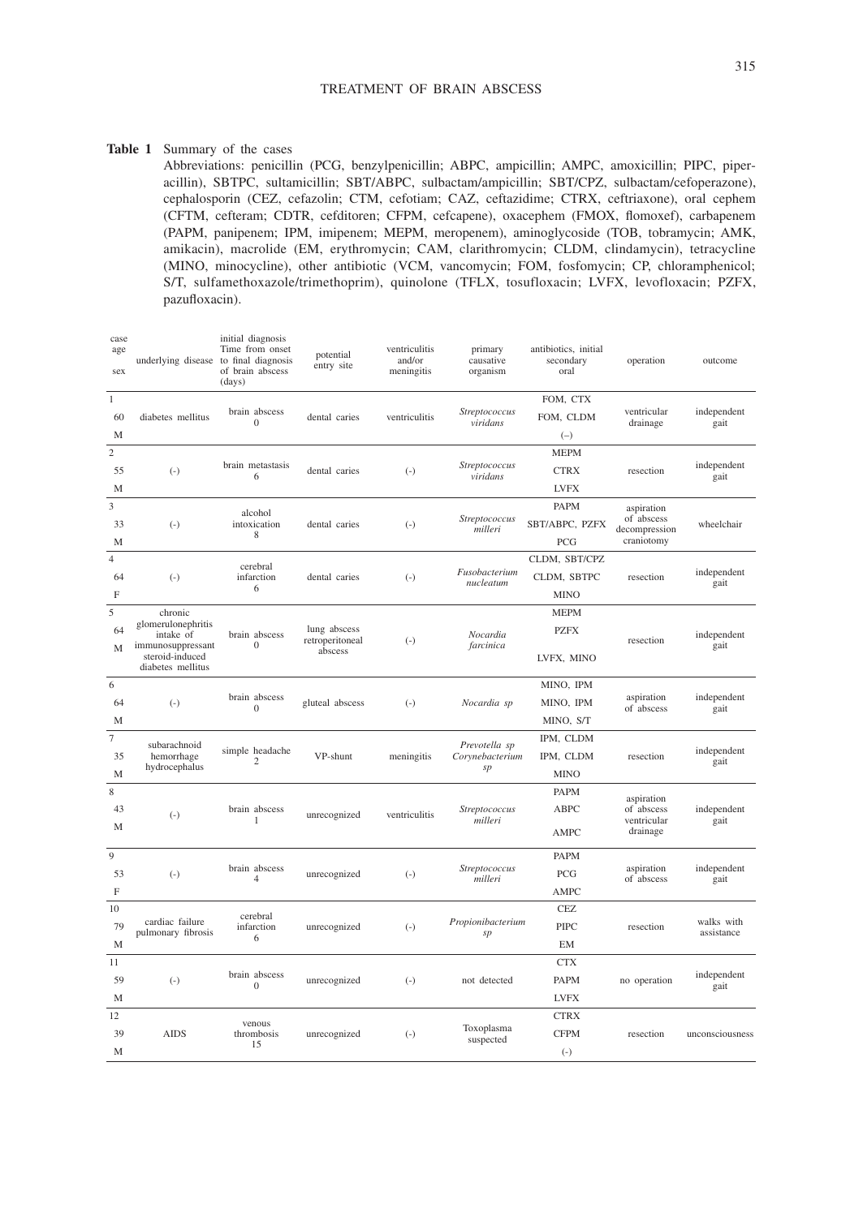**Table 1** Summary of the cases

Abbreviations: penicillin (PCG, benzylpenicillin; ABPC, ampicillin; AMPC, amoxicillin; PIPC, piperacillin), SBTPC, sultamicillin; SBT/ABPC, sulbactam/ampicillin; SBT/CPZ, sulbactam/cefoperazone), cephalosporin (CEZ, cefazolin; CTM, cefotiam; CAZ, ceftazidime; CTRX, ceftriaxone), oral cephem (CFTM, cefteram; CDTR, cefditoren; CFPM, cefcapene), oxacephem (FMOX, flomoxef), carbapenem (PAPM, panipenem; IPM, imipenem; MEPM, meropenem), aminoglycoside (TOB, tobramycin; AMK, amikacin), macrolide (EM, erythromycin; CAM, clarithromycin; CLDM, clindamycin), tetracycline (MINO, minocycline), other antibiotic (VCM, vancomycin; FOM, fosfomycin; CP, chloramphenicol; S/T, sulfamethoxazole/trimethoprim), quinolone (TFLX, tosufloxacin; LVFX, levofloxacin; PZFX, pazufloxacin).

| case<br>age<br>sex | underlying disease | initial diagnosis<br>Time from onset to final diagnosis of brain abscess (days) | potential entry site | ventriculitis and/or meningitis | primary causative organism | antibiotics, initial<br>secondary<br>oral | operation | outcome |
|---|---|---|---|---|---|---|---|---|
| 1<br>60<br>M | diabetes mellitus | brain abscess<br>0 | dental caries | ventriculitis | *Streptococcus viridans* | FOM, CTX<br>FOM, CLDM<br>(–) | ventricular drainage | independent gait |
| 2<br>55<br>M | (-) | brain metastasis<br>6 | dental caries | (-) | *Streptococcus viridans* | MEPM<br>CTRX<br>LVFX | resection | independent gait |
| 3<br>33<br>M | (-) | alcohol intoxication<br>8 | dental caries | (-) | *Streptococcus milleri* | PAPM<br>SBT/ABPC, PZFX<br>PCG | aspiration of abscess decompression craniotomy | wheelchair |
| 4<br>64<br>F | (-) | cerebral infarction<br>6 | dental caries | (-) | *Fusobacterium nucleatum* | CLDM, SBT/CPZ<br>CLDM, SBTPC<br>MINO | resection | independent gait |
| 5<br>64<br>M | chronic glomerulonephritis intake of immunosuppressant steroid-induced diabetes mellitus | brain abscess<br>0 | lung abscess retroperitoneal abscess | (-) | *Nocardia farcinica* | MEPM<br>PZFX<br>LVFX, MINO | resection | independent gait |
| 6<br>64<br>M | (-) | brain abscess<br>0 | gluteal abscess | (-) | *Nocardia sp* | MINO, IPM<br>MINO, IPM<br>MINO, S/T | aspiration of abscess | independent gait |
| 7<br>35<br>M | subarachnoid hemorrhage hydrocephalus | simple headache<br>2 | VP-shunt | meningitis | *Prevotella sp*<br>*Corynebacterium sp* | IPM, CLDM<br>IPM, CLDM<br>MINO | resection | independent gait |
| 8<br>43<br>M | (-) | brain abscess<br>1 | unrecognized | ventriculitis | *Streptococcus milleri* | PAPM<br>ABPC<br>AMPC | aspiration of abscess ventricular drainage | independent gait |
| 9<br>53<br>F | (-) | brain abscess<br>4 | unrecognized | (-) | *Streptococcus milleri* | PAPM<br>PCG<br>AMPC | aspiration of abscess | independent gait |
| 10<br>79<br>M | cardiac failure pulmonary fibrosis | cerebral infarction<br>6 | unrecognized | (-) | *Propionibacterium sp* | CEZ<br>PIPC<br>EM | resection | walks with assistance |
| 11<br>59<br>M | (-) | brain abscess<br>0 | unrecognized | (-) | not detected | CTX<br>PAPM<br>LVFX | no operation | independent gait |
| 12<br>39<br>M | AIDS | venous thrombosis<br>15 | unrecognized | (-) | Toxoplasma suspected | CTRX<br>CFPM<br>(-) | resection | unconsciousness |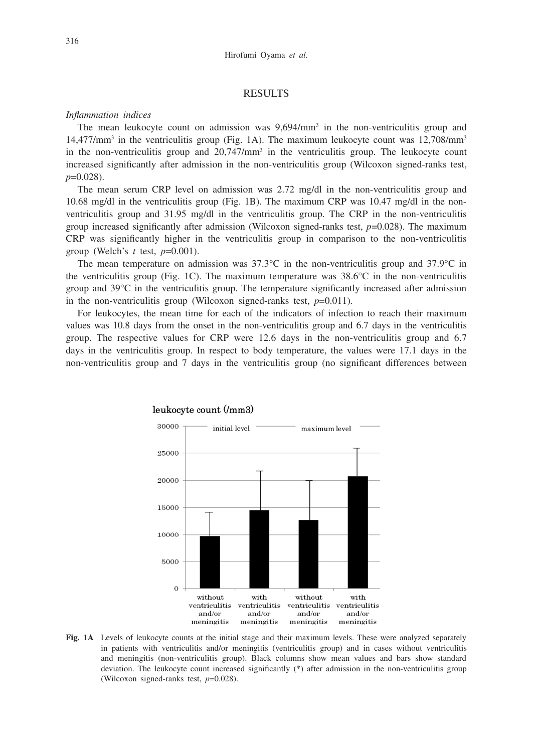## RESULTS

*Inflammation indices*

The mean leukocyte count on admission was 9,694/mm$^3$ in the non-ventriculitis group and 14,477/mm$^3$ in the ventriculitis group (Fig. 1A). The maximum leukocyte count was 12,708/mm$^3$ in the non-ventriculitis group and 20,747/mm$^3$ in the ventriculitis group. The leukocyte count increased significantly after admission in the non-ventriculitis group (Wilcoxon signed-ranks test, $p$=0.028).

The mean serum CRP level on admission was 2.72 mg/dl in the non-ventriculitis group and 10.68 mg/dl in the ventriculitis group (Fig. 1B). The maximum CRP was 10.47 mg/dl in the non-ventriculitis group and 31.95 mg/dl in the ventriculitis group. The CRP in the non-ventriculitis group increased significantly after admission (Wilcoxon signed-ranks test, $p$=0.028). The maximum CRP was significantly higher in the ventriculitis group in comparison to the non-ventriculitis group (Welch's $t$ test, $p$=0.001).

The mean temperature on admission was 37.3°C in the non-ventriculitis group and 37.9°C in the ventriculitis group (Fig. 1C). The maximum temperature was 38.6°C in the non-ventriculitis group and 39°C in the ventriculitis group. The temperature significantly increased after admission in the non-ventriculitis group (Wilcoxon signed-ranks test, $p$=0.011).

For leukocytes, the mean time for each of the indicators of infection to reach their maximum values was 10.8 days from the onset in the non-ventriculitis group and 6.7 days in the ventriculitis group. The respective values for CRP were 12.6 days in the non-ventriculitis group and 6.7 days in the ventriculitis group. In respect to body temperature, the values were 17.1 days in the non-ventriculitis group and 7 days in the ventriculitis group (no significant differences between

leukocyte count (/mm3)

| | initial level | | maximum level | |
|---|---|---|---|---|
| | without ventriculitis and/or meningitis | with ventriculitis and/or meningitis | without ventriculitis and/or meningitis | with ventriculitis and/or meningitis |

**Fig. 1A** Levels of leukocyte counts at the initial stage and their maximum levels. These were analyzed separately in patients with ventriculitis and/or meningitis (ventriculitis group) and in cases without ventriculitis and meningitis (non-ventriculitis group). Black columns show mean values and bars show standard deviation. The leukocyte count increased significantly (*) after admission in the non-ventriculitis group (Wilcoxon signed-ranks test, $p$=0.028).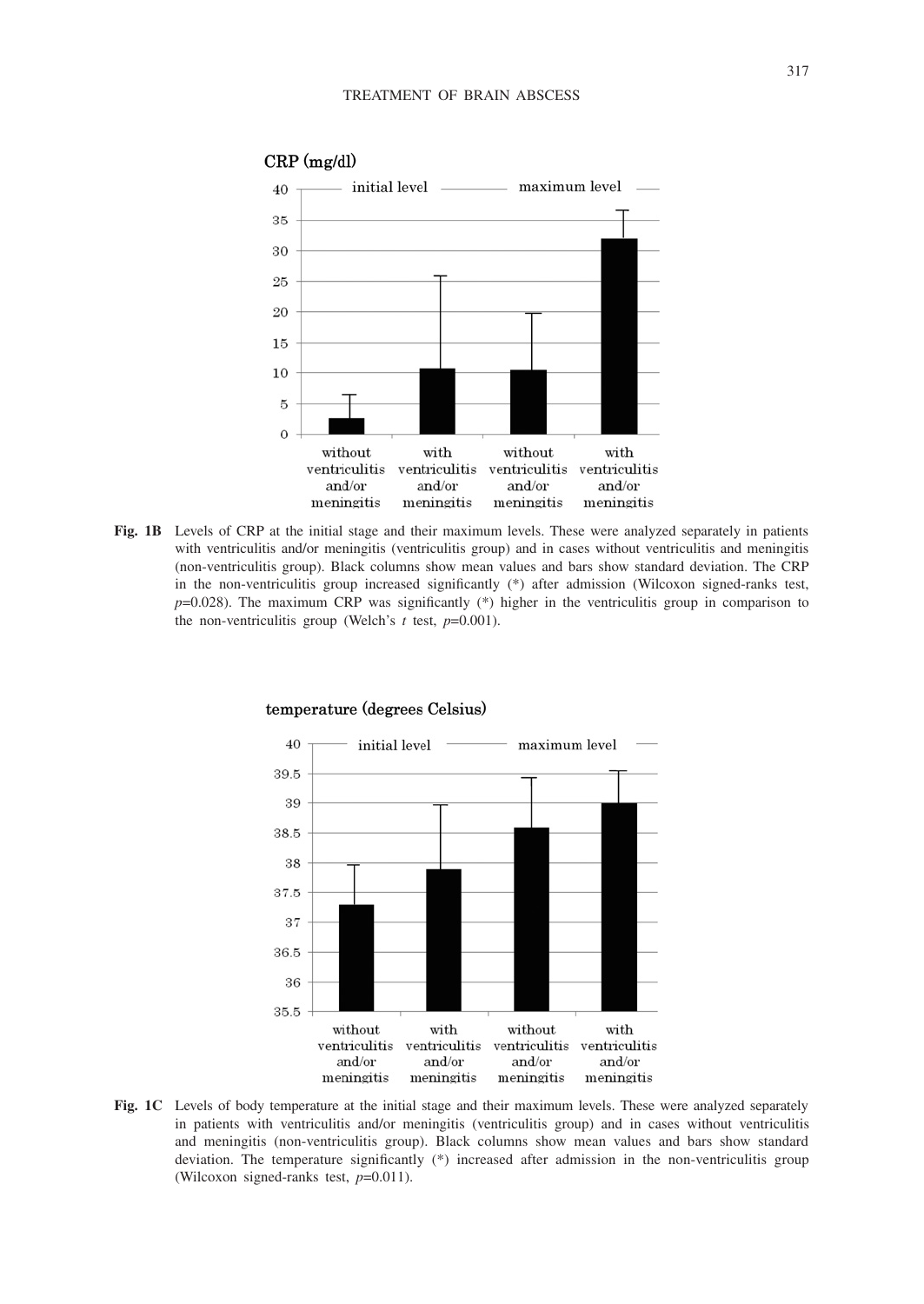Fig. 1B Levels of CRP at the initial stage and their maximum levels. These were analyzed separately in patients with ventriculitis and/or meningitis (ventriculitis group) and in cases without ventriculitis and meningitis (non-ventriculitis group). Black columns show mean values and bars show standard deviation. The CRP in the non-ventriculitis group increased significantly (*) after admission (Wilcoxon signed-ranks test, $p$=0.028). The maximum CRP was significantly (*) higher in the ventriculitis group in comparison to the non-ventriculitis group (Welch's $t$ test, $p$=0.001).

Fig. 1C Levels of body temperature at the initial stage and their maximum levels. These were analyzed separately in patients with ventriculitis and/or meningitis (ventriculitis group) and in cases without ventriculitis and meningitis (non-ventriculitis group). Black columns show mean values and bars show standard deviation. The temperature significantly (*) increased after admission in the non-ventriculitis group (Wilcoxon signed-ranks test, $p$=0.011).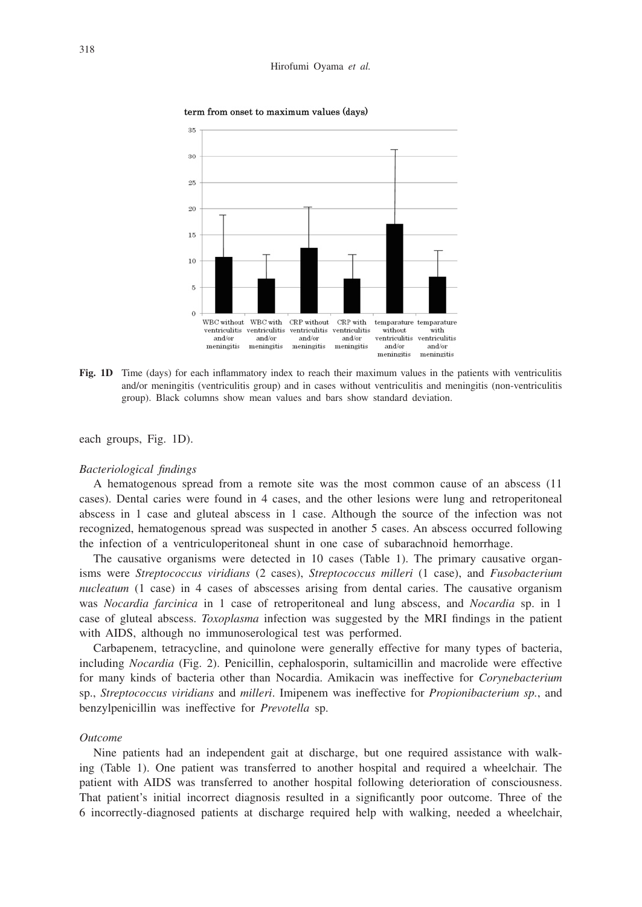**Fig. 1D** Time (days) for each inflammatory index to reach their maximum values in the patients with ventriculitis and/or meningitis (ventriculitis group) and in cases without ventriculitis and meningitis (non-ventriculitis group). Black columns show mean values and bars show standard deviation.

each groups, Fig. 1D).

*Bacteriological findings*

A hematogenous spread from a remote site was the most common cause of an abscess (11 cases). Dental caries were found in 4 cases, and the other lesions were lung and retroperitoneal abscess in 1 case and gluteal abscess in 1 case. Although the source of the infection was not recognized, hematogenous spread was suspected in another 5 cases. An abscess occurred following the infection of a ventriculoperitoneal shunt in one case of subarachnoid hemorrhage.

The causative organisms were detected in 10 cases (Table 1). The primary causative organisms were *Streptococcus viridians* (2 cases), *Streptococcus milleri* (1 case), and *Fusobacterium nucleatum* (1 case) in 4 cases of abscesses arising from dental caries. The causative organism was *Nocardia farcinica* in 1 case of retroperitoneal and lung abscess, and *Nocardia* sp. in 1 case of gluteal abscess. *Toxoplasma* infection was suggested by the MRI findings in the patient with AIDS, although no immunoserological test was performed.

Carbapenem, tetracycline, and quinolone were generally effective for many types of bacteria, including *Nocardia* (Fig. 2). Penicillin, cephalosporin, sultamicillin and macrolide were effective for many kinds of bacteria other than Nocardia. Amikacin was ineffective for *Corynebacterium* sp., *Streptococcus viridians* and *milleri*. Imipenem was ineffective for *Propionibacterium sp.*, and benzylpenicillin was ineffective for *Prevotella* sp.

*Outcome*

Nine patients had an independent gait at discharge, but one required assistance with walking (Table 1). One patient was transferred to another hospital and required a wheelchair. The patient with AIDS was transferred to another hospital following deterioration of consciousness. That patient's initial incorrect diagnosis resulted in a significantly poor outcome. Three of the 6 incorrectly-diagnosed patients at discharge required help with walking, needed a wheelchair,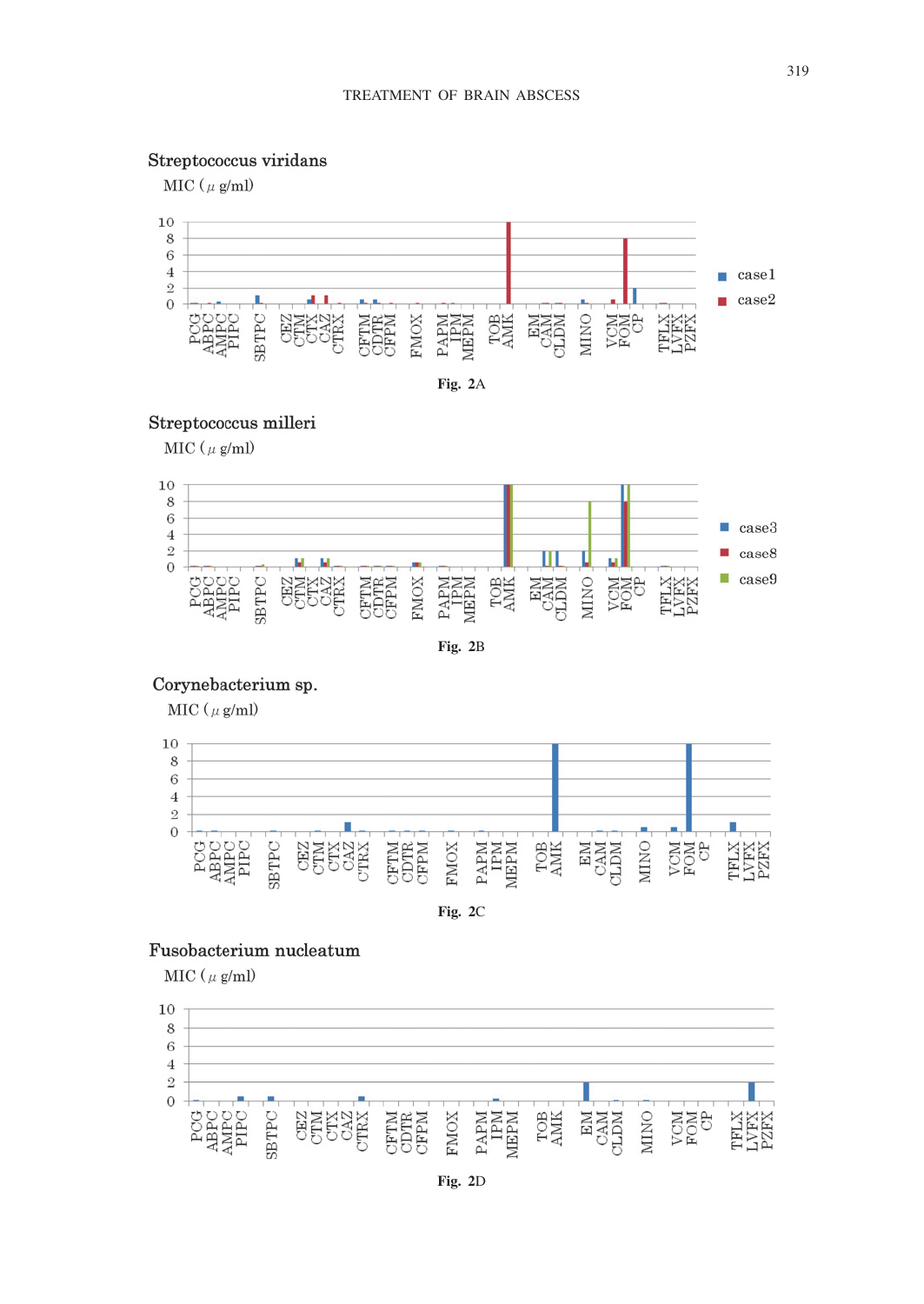Streptococcus viridans

MIC (μ g/ml)

Fig. 2A

Streptococcus milleri

MIC (μ g/ml)

Fig. 2B

Corynebacterium sp.

MIC (μ g/ml)

Fig. 2C

Fusobacterium nucleatum

MIC (μ g/ml)

Fig. 2D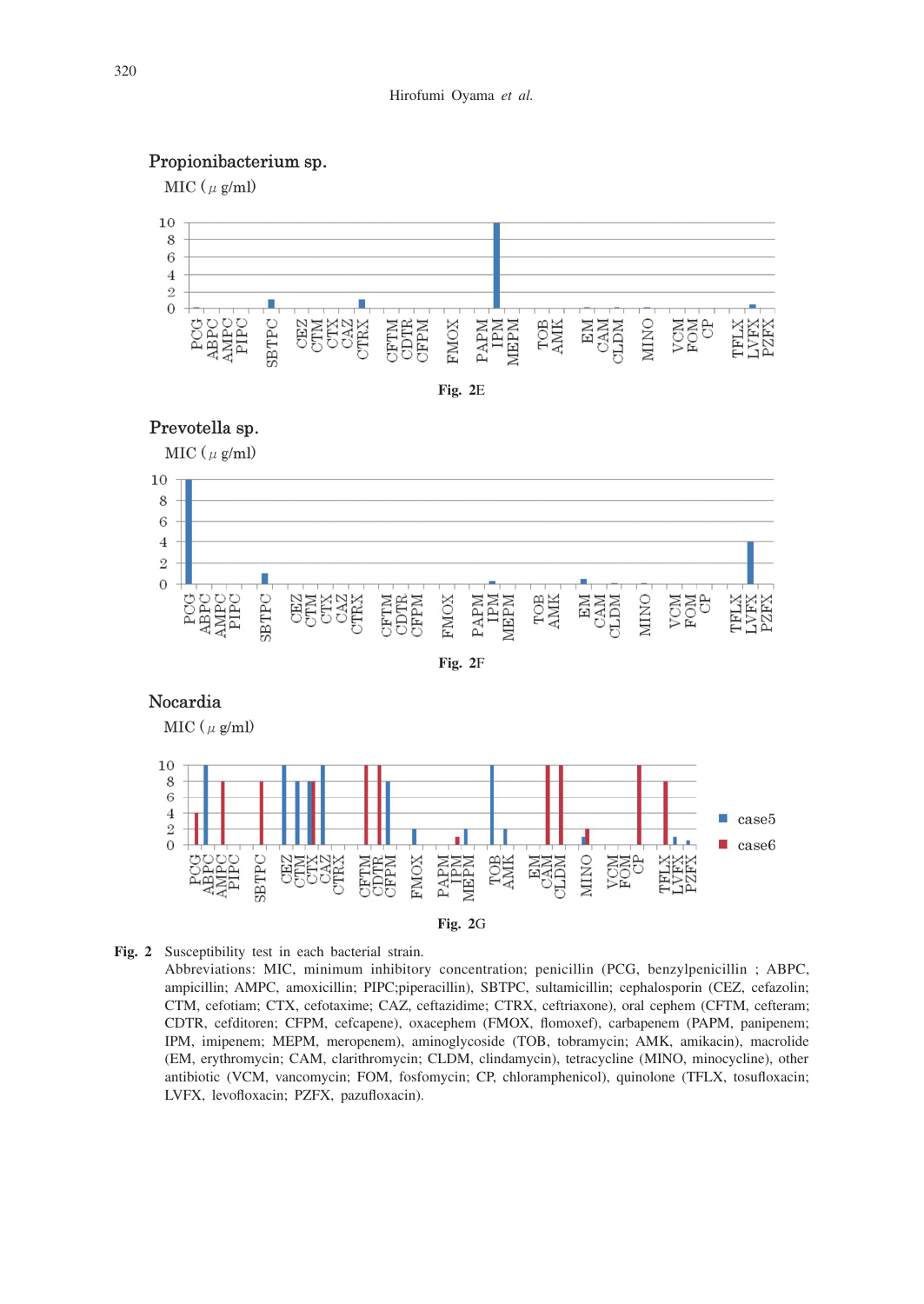Propionibacterium sp.

MIC (μ g/ml)

Fig. 2E

Prevotella sp.

MIC (μ g/ml)

Fig. 2F

Nocardia

MIC (μ g/ml)

Fig. 2G

**Fig. 2** Susceptibility test in each bacterial strain.
Abbreviations: MIC, minimum inhibitory concentration; penicillin (PCG, benzylpenicillin ; ABPC, ampicillin; AMPC, amoxicillin; PIPC;piperacillin), SBTPC, sultamicillin; cephalosporin (CEZ, cefazolin; CTM, cefotiam; CTX, cefotaxime; CAZ, ceftazidime; CTRX, ceftriaxone), oral cephem (CFTM, cefteram; CDTR, cefditoren; CFPM, cefcapene), oxacephem (FMOX, flomoxef), carbapenem (PAPM, panipenem; IPM, imipenem; MEPM, meropenem), aminoglycoside (TOB, tobramycin; AMK, amikacin), macrolide (EM, erythromycin; CAM, clarithromycin; CLDM, clindamycin), tetracycline (MINO, minocycline), other antibiotic (VCM, vancomycin; FOM, fosfomycin; CP, chloramphenicol), quinolone (TFLX, tosufloxacin; LVFX, levofloxacin; PZFX, pazufloxacin).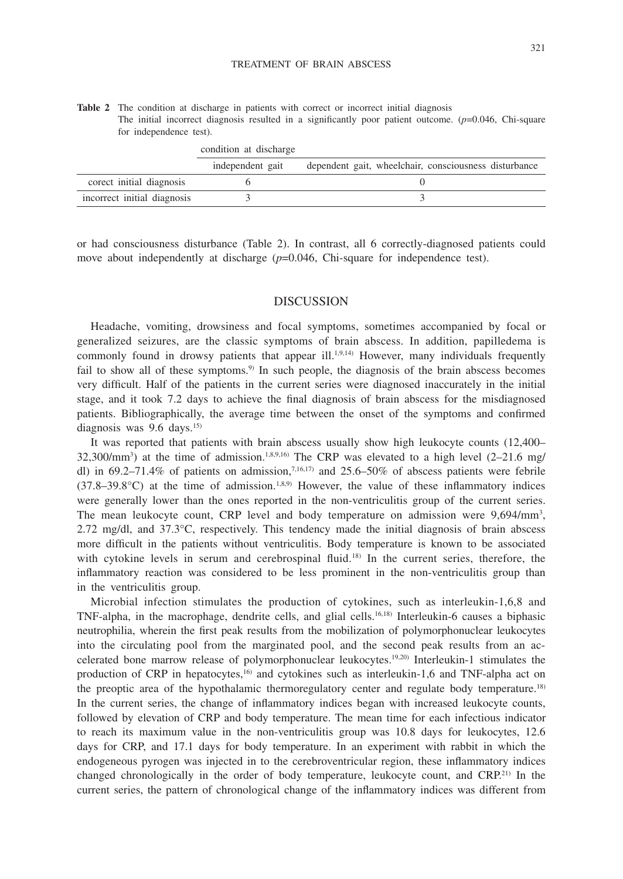**Table 2** The condition at discharge in patients with correct or incorrect initial diagnosis
The initial incorrect diagnosis resulted in a significantly poor patient outcome. ($p$=0.046, Chi-square for independence test).

| | condition at discharge | |
|---|---|---|
| | independent gait | dependent gait, wheelchair, consciousness disturbance |
| corect initial diagnosis | 6 | 0 |
| incorrect initial diagnosis | 3 | 3 |

or had consciousness disturbance (Table 2). In contrast, all 6 correctly-diagnosed patients could move about independently at discharge ($p$=0.046, Chi-square for independence test).

## DISCUSSION

Headache, vomiting, drowsiness and focal symptoms, sometimes accompanied by focal or generalized seizures, are the classic symptoms of brain abscess. In addition, papilledema is commonly found in drowsy patients that appear ill.[1,9,14] However, many individuals frequently fail to show all of these symptoms.[9] In such people, the diagnosis of the brain abscess becomes very difficult. Half of the patients in the current series were diagnosed inaccurately in the initial stage, and it took 7.2 days to achieve the final diagnosis of brain abscess for the misdiagnosed patients. Bibliographically, the average time between the onset of the symptoms and confirmed diagnosis was 9.6 days.[15]

It was reported that patients with brain abscess usually show high leukocyte counts (12,400–32,300/mm$^3$) at the time of admission.[1,8,9,16] The CRP was elevated to a high level (2–21.6 mg/dl) in 69.2–71.4% of patients on admission,[7,16,17] and 25.6–50% of abscess patients were febrile (37.8–39.8°C) at the time of admission.[1,8,9] However, the value of these inflammatory indices were generally lower than the ones reported in the non-ventriculitis group of the current series. The mean leukocyte count, CRP level and body temperature on admission were 9,694/mm$^3$, 2.72 mg/dl, and 37.3°C, respectively. This tendency made the initial diagnosis of brain abscess more difficult in the patients without ventriculitis. Body temperature is known to be associated with cytokine levels in serum and cerebrospinal fluid.[18] In the current series, therefore, the inflammatory reaction was considered to be less prominent in the non-ventriculitis group than in the ventriculitis group.

Microbial infection stimulates the production of cytokines, such as interleukin-1,6,8 and TNF-alpha, in the macrophage, dendrite cells, and glial cells.[16,18] Interleukin-6 causes a biphasic neutrophilia, wherein the first peak results from the mobilization of polymorphonuclear leukocytes into the circulating pool from the marginated pool, and the second peak results from an accelerated bone marrow release of polymorphonuclear leukocytes.[19,20] Interleukin-1 stimulates the production of CRP in hepatocytes,[16] and cytokines such as interleukin-1,6 and TNF-alpha act on the preoptic area of the hypothalamic thermoregulatory center and regulate body temperature.[18] In the current series, the change of inflammatory indices began with increased leukocyte counts, followed by elevation of CRP and body temperature. The mean time for each infectious indicator to reach its maximum value in the non-ventriculitis group was 10.8 days for leukocytes, 12.6 days for CRP, and 17.1 days for body temperature. In an experiment with rabbit in which the endogeneous pyrogen was injected in to the cerebroventricular region, these inflammatory indices changed chronologically in the order of body temperature, leukocyte count, and CRP.[21] In the current series, the pattern of chronological change of the inflammatory indices was different from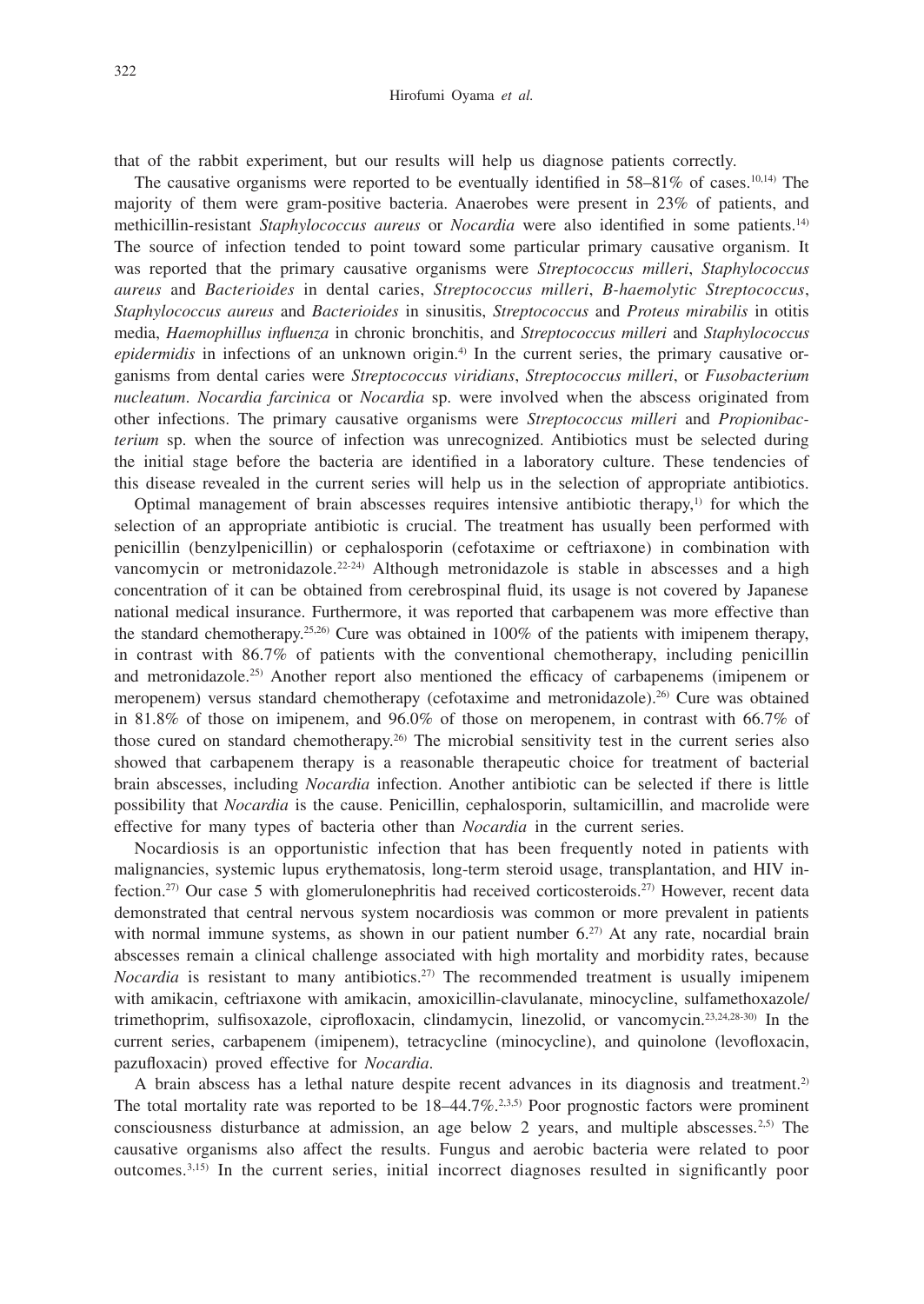that of the rabbit experiment, but our results will help us diagnose patients correctly.

The causative organisms were reported to be eventually identified in 58–81% of cases.[10,14] The majority of them were gram-positive bacteria. Anaerobes were present in 23% of patients, and methicillin-resistant *Staphylococcus aureus* or *Nocardia* were also identified in some patients.[14] The source of infection tended to point toward some particular primary causative organism. It was reported that the primary causative organisms were *Streptococcus milleri*, *Staphylococcus aureus* and *Bacterioides* in dental caries, *Streptococcus milleri*, *B-haemolytic Streptococcus*, *Staphylococcus aureus* and *Bacterioides* in sinusitis, *Streptococcus* and *Proteus mirabilis* in otitis media, *Haemophillus influenza* in chronic bronchitis, and *Streptococcus milleri* and *Staphylococcus epidermidis* in infections of an unknown origin.[4] In the current series, the primary causative organisms from dental caries were *Streptococcus viridians*, *Streptococcus milleri*, or *Fusobacterium nucleatum*. *Nocardia farcinica* or *Nocardia* sp. were involved when the abscess originated from other infections. The primary causative organisms were *Streptococcus milleri* and *Propionibacterium* sp. when the source of infection was unrecognized. Antibiotics must be selected during the initial stage before the bacteria are identified in a laboratory culture. These tendencies of this disease revealed in the current series will help us in the selection of appropriate antibiotics.

Optimal management of brain abscesses requires intensive antibiotic therapy,[1] for which the selection of an appropriate antibiotic is crucial. The treatment has usually been performed with penicillin (benzylpenicillin) or cephalosporin (cefotaxime or ceftriaxone) in combination with vancomycin or metronidazole.[22-24] Although metronidazole is stable in abscesses and a high concentration of it can be obtained from cerebrospinal fluid, its usage is not covered by Japanese national medical insurance. Furthermore, it was reported that carbapenem was more effective than the standard chemotherapy.[25,26] Cure was obtained in 100% of the patients with imipenem therapy, in contrast with 86.7% of patients with the conventional chemotherapy, including penicillin and metronidazole.[25] Another report also mentioned the efficacy of carbapenems (imipenem or meropenem) versus standard chemotherapy (cefotaxime and metronidazole).[26] Cure was obtained in 81.8% of those on imipenem, and 96.0% of those on meropenem, in contrast with 66.7% of those cured on standard chemotherapy.[26] The microbial sensitivity test in the current series also showed that carbapenem therapy is a reasonable therapeutic choice for treatment of bacterial brain abscesses, including *Nocardia* infection. Another antibiotic can be selected if there is little possibility that *Nocardia* is the cause. Penicillin, cephalosporin, sultamicillin, and macrolide were effective for many types of bacteria other than *Nocardia* in the current series.

Nocardiosis is an opportunistic infection that has been frequently noted in patients with malignancies, systemic lupus erythematosis, long-term steroid usage, transplantation, and HIV infection.[27] Our case 5 with glomerulonephritis had received corticosteroids.[27] However, recent data demonstrated that central nervous system nocardiosis was common or more prevalent in patients with normal immune systems, as shown in our patient number 6.[27] At any rate, nocardial brain abscesses remain a clinical challenge associated with high mortality and morbidity rates, because *Nocardia* is resistant to many antibiotics.[27] The recommended treatment is usually imipenem with amikacin, ceftriaxone with amikacin, amoxicillin-clavulanate, minocycline, sulfamethoxazole/trimethoprim, sulfisoxazole, ciprofloxacin, clindamycin, linezolid, or vancomycin.[23,24,28-30] In the current series, carbapenem (imipenem), tetracycline (minocycline), and quinolone (levofloxacin, pazufloxacin) proved effective for *Nocardia*.

A brain abscess has a lethal nature despite recent advances in its diagnosis and treatment.[2] The total mortality rate was reported to be 18–44.7%.[2,3,5] Poor prognostic factors were prominent consciousness disturbance at admission, an age below 2 years, and multiple abscesses.[2,5] The causative organisms also affect the results. Fungus and aerobic bacteria were related to poor outcomes.[3,15] In the current series, initial incorrect diagnoses resulted in significantly poor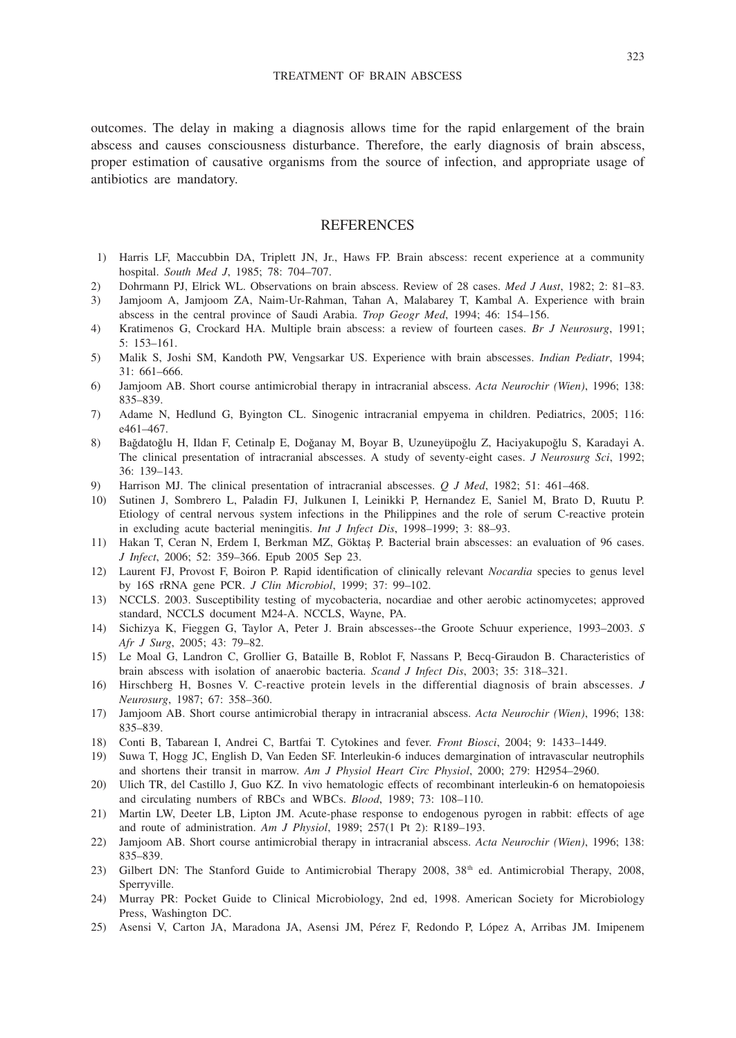outcomes. The delay in making a diagnosis allows time for the rapid enlargement of the brain abscess and causes consciousness disturbance. Therefore, the early diagnosis of brain abscess, proper estimation of causative organisms from the source of infection, and appropriate usage of antibiotics are mandatory.

## REFERENCES

1) Harris LF, Maccubbin DA, Triplett JN, Jr., Haws FP. Brain abscess: recent experience at a community hospital. *South Med J*, 1985; 78: 704–707.
2) Dohrmann PJ, Elrick WL. Observations on brain abscess. Review of 28 cases. *Med J Aust*, 1982; 2: 81–83.
3) Jamjoom A, Jamjoom ZA, Naim-Ur-Rahman, Tahan A, Malabarey T, Kambal A. Experience with brain abscess in the central province of Saudi Arabia. *Trop Geogr Med*, 1994; 46: 154–156.
4) Kratimenos G, Crockard HA. Multiple brain abscess: a review of fourteen cases. *Br J Neurosurg*, 1991; 5: 153–161.
5) Malik S, Joshi SM, Kandoth PW, Vengsarkar US. Experience with brain abscesses. *Indian Pediatr*, 1994; 31: 661–666.
6) Jamjoom AB. Short course antimicrobial therapy in intracranial abscess. *Acta Neurochir (Wien)*, 1996; 138: 835–839.
7) Adame N, Hedlund G, Byington CL. Sinogenic intracranial empyema in children. Pediatrics, 2005; 116: e461–467.
8) Bağdatoğlu H, Ildan F, Cetinalp E, Doğanay M, Boyar B, Uzuneyüpoğlu Z, Haciyakupoğlu S, Karadayi A. The clinical presentation of intracranial abscesses. A study of seventy-eight cases. *J Neurosurg Sci*, 1992; 36: 139–143.
9) Harrison MJ. The clinical presentation of intracranial abscesses. *Q J Med*, 1982; 51: 461–468.
10) Sutinen J, Sombrero L, Paladin FJ, Julkunen I, Leinikki P, Hernandez E, Saniel M, Brato D, Ruutu P. Etiology of central nervous system infections in the Philippines and the role of serum C-reactive protein in excluding acute bacterial meningitis. *Int J Infect Dis*, 1998–1999; 3: 88–93.
11) Hakan T, Ceran N, Erdem I, Berkman MZ, Göktaş P. Bacterial brain abscesses: an evaluation of 96 cases. *J Infect*, 2006; 52: 359–366. Epub 2005 Sep 23.
12) Laurent FJ, Provost F, Boiron P. Rapid identification of clinically relevant *Nocardia* species to genus level by 16S rRNA gene PCR. *J Clin Microbiol*, 1999; 37: 99–102.
13) NCCLS. 2003. Susceptibility testing of mycobacteria, nocardiae and other aerobic actinomycetes; approved standard, NCCLS document M24-A. NCCLS, Wayne, PA.
14) Sichizya K, Fieggen G, Taylor A, Peter J. Brain abscesses--the Groote Schuur experience, 1993–2003. *S Afr J Surg*, 2005; 43: 79–82.
15) Le Moal G, Landron C, Grollier G, Bataille B, Roblot F, Nassans P, Becq-Giraudon B. Characteristics of brain abscess with isolation of anaerobic bacteria. *Scand J Infect Dis*, 2003; 35: 318–321.
16) Hirschberg H, Bosnes V. C-reactive protein levels in the differential diagnosis of brain abscesses. *J Neurosurg*, 1987; 67: 358–360.
17) Jamjoom AB. Short course antimicrobial therapy in intracranial abscess. *Acta Neurochir (Wien)*, 1996; 138: 835–839.
18) Conti B, Tabarean I, Andrei C, Bartfai T. Cytokines and fever. *Front Biosci*, 2004; 9: 1433–1449.
19) Suwa T, Hogg JC, English D, Van Eeden SF. Interleukin-6 induces demargination of intravascular neutrophils and shortens their transit in marrow. *Am J Physiol Heart Circ Physiol*, 2000; 279: H2954–2960.
20) Ulich TR, del Castillo J, Guo KZ. In vivo hematologic effects of recombinant interleukin-6 on hematopoiesis and circulating numbers of RBCs and WBCs. *Blood*, 1989; 73: 108–110.
21) Martin LW, Deeter LB, Lipton JM. Acute-phase response to endogenous pyrogen in rabbit: effects of age and route of administration. *Am J Physiol*, 1989; 257(1 Pt 2): R189–193.
22) Jamjoom AB. Short course antimicrobial therapy in intracranial abscess. *Acta Neurochir (Wien)*, 1996; 138: 835–839.
23) Gilbert DN: The Stanford Guide to Antimicrobial Therapy 2008, 38th ed. Antimicrobial Therapy, 2008, Sperryville.
24) Murray PR: Pocket Guide to Clinical Microbiology, 2nd ed, 1998. American Society for Microbiology Press, Washington DC.
25) Asensi V, Carton JA, Maradona JA, Asensi JM, Pérez F, Redondo P, López A, Arribas JM. Imipenem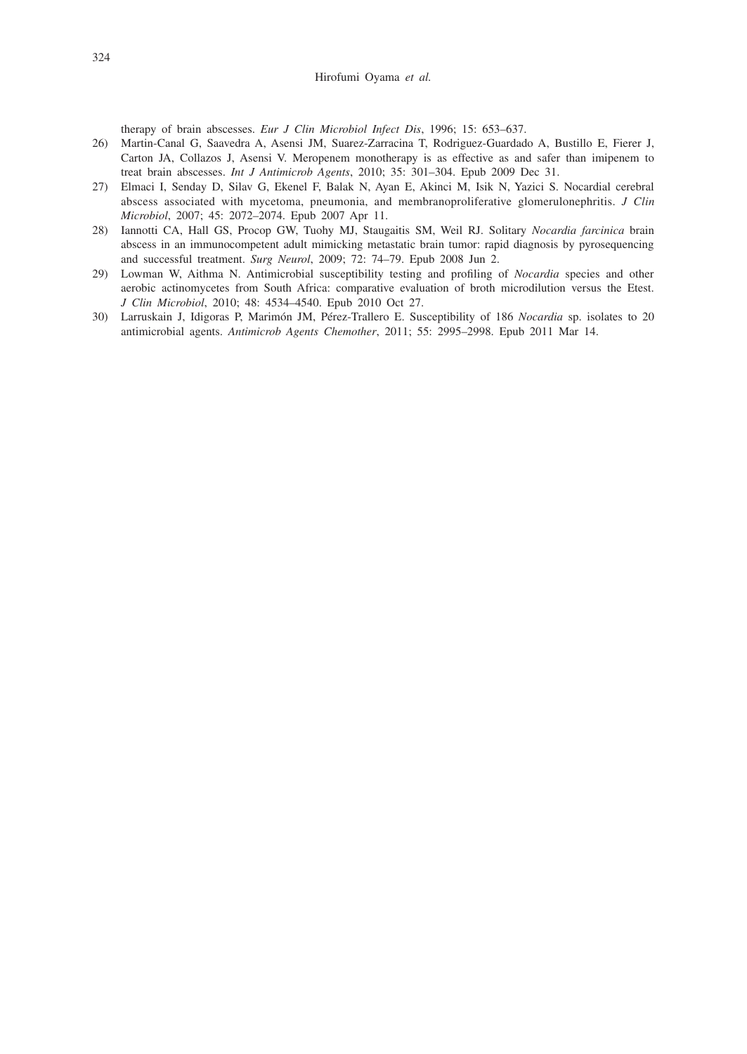therapy of brain abscesses. *Eur J Clin Microbiol Infect Dis*, 1996; 15: 653–637.

26) Martin-Canal G, Saavedra A, Asensi JM, Suarez-Zarracina T, Rodriguez-Guardado A, Bustillo E, Fierer J, Carton JA, Collazos J, Asensi V. Meropenem monotherapy is as effective as and safer than imipenem to treat brain abscesses. *Int J Antimicrob Agents*, 2010; 35: 301–304. Epub 2009 Dec 31.

27) Elmaci I, Senday D, Silav G, Ekenel F, Balak N, Ayan E, Akinci M, Isik N, Yazici S. Nocardial cerebral abscess associated with mycetoma, pneumonia, and membranoproliferative glomerulonephritis. *J Clin Microbiol*, 2007; 45: 2072–2074. Epub 2007 Apr 11.

28) Iannotti CA, Hall GS, Procop GW, Tuohy MJ, Staugaitis SM, Weil RJ. Solitary *Nocardia farcinica* brain abscess in an immunocompetent adult mimicking metastatic brain tumor: rapid diagnosis by pyrosequencing and successful treatment. *Surg Neurol*, 2009; 72: 74–79. Epub 2008 Jun 2.

29) Lowman W, Aithma N. Antimicrobial susceptibility testing and profiling of *Nocardia* species and other aerobic actinomycetes from South Africa: comparative evaluation of broth microdilution versus the Etest. *J Clin Microbiol*, 2010; 48: 4534–4540. Epub 2010 Oct 27.

30) Larruskain J, Idigoras P, Marimón JM, Pérez-Trallero E. Susceptibility of 186 *Nocardia* sp. isolates to 20 antimicrobial agents. *Antimicrob Agents Chemother*, 2011; 55: 2995–2998. Epub 2011 Mar 14.